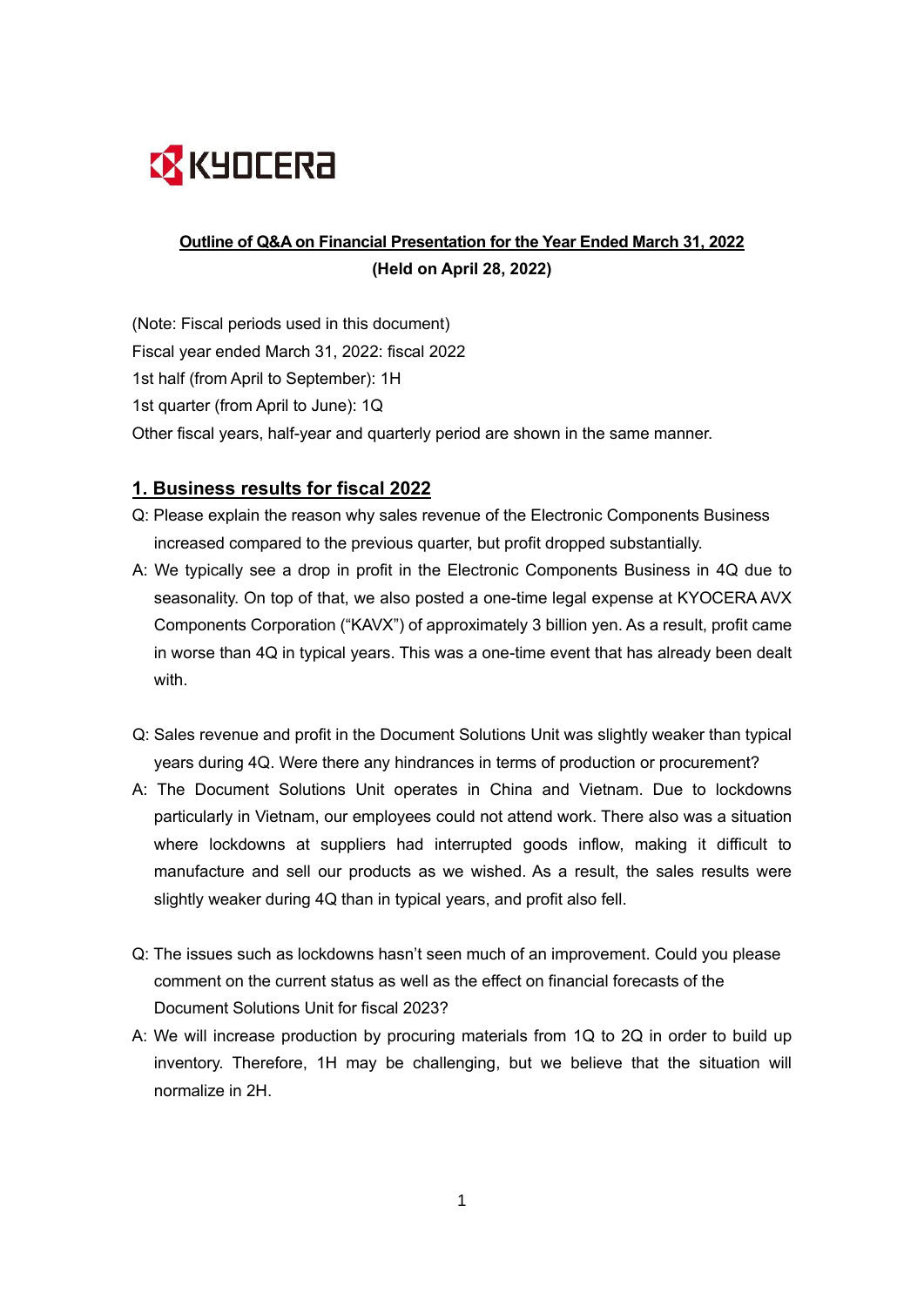KYOCERA

**Outline of Q&A on Financial Presentation for the Year Ended March 31, 2022**
**(Held on April 28, 2022)**

(Note: Fiscal periods used in this document)
Fiscal year ended March 31, 2022: fiscal 2022
1st half (from April to September): 1H
1st quarter (from April to June): 1Q
Other fiscal years, half-year and quarterly period are shown in the same manner.

## 1. Business results for fiscal 2022

Q: Please explain the reason why sales revenue of the Electronic Components Business increased compared to the previous quarter, but profit dropped substantially.

A: We typically see a drop in profit in the Electronic Components Business in 4Q due to seasonality. On top of that, we also posted a one-time legal expense at KYOCERA AVX Components Corporation ("KAVX") of approximately 3 billion yen. As a result, profit came in worse than 4Q in typical years. This was a one-time event that has already been dealt with.

Q: Sales revenue and profit in the Document Solutions Unit was slightly weaker than typical years during 4Q. Were there any hindrances in terms of production or procurement?

A: The Document Solutions Unit operates in China and Vietnam. Due to lockdowns particularly in Vietnam, our employees could not attend work. There also was a situation where lockdowns at suppliers had interrupted goods inflow, making it difficult to manufacture and sell our products as we wished. As a result, the sales results were slightly weaker during 4Q than in typical years, and profit also fell.

Q: The issues such as lockdowns hasn't seen much of an improvement. Could you please comment on the current status as well as the effect on financial forecasts of the Document Solutions Unit for fiscal 2023?

A: We will increase production by procuring materials from 1Q to 2Q in order to build up inventory. Therefore, 1H may be challenging, but we believe that the situation will normalize in 2H.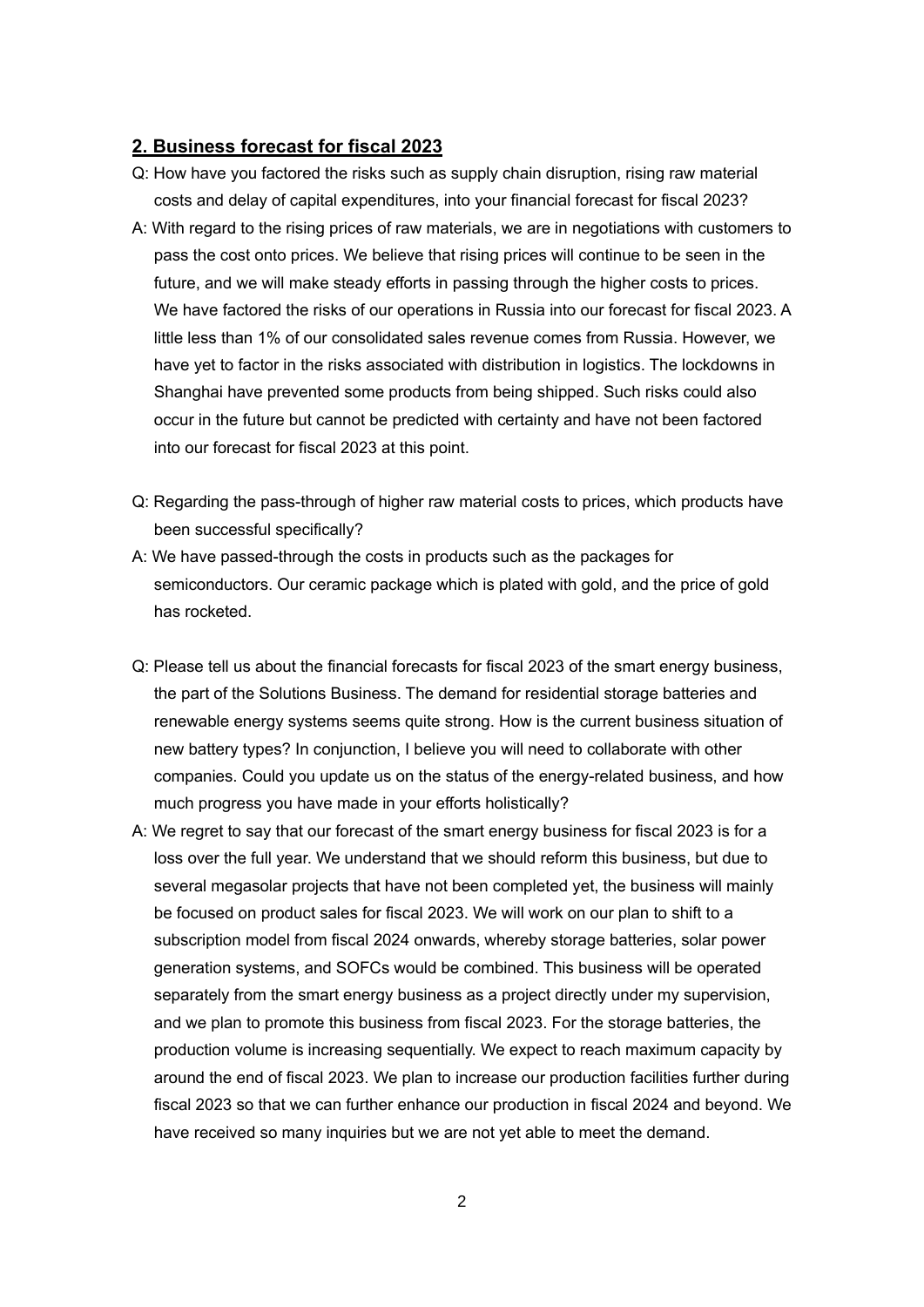## 2. Business forecast for fiscal 2023

Q: How have you factored the risks such as supply chain disruption, rising raw material costs and delay of capital expenditures, into your financial forecast for fiscal 2023?

A: With regard to the rising prices of raw materials, we are in negotiations with customers to pass the cost onto prices. We believe that rising prices will continue to be seen in the future, and we will make steady efforts in passing through the higher costs to prices. We have factored the risks of our operations in Russia into our forecast for fiscal 2023. A little less than 1% of our consolidated sales revenue comes from Russia. However, we have yet to factor in the risks associated with distribution in logistics. The lockdowns in Shanghai have prevented some products from being shipped. Such risks could also occur in the future but cannot be predicted with certainty and have not been factored into our forecast for fiscal 2023 at this point.

Q: Regarding the pass-through of higher raw material costs to prices, which products have been successful specifically?

A: We have passed-through the costs in products such as the packages for semiconductors. Our ceramic package which is plated with gold, and the price of gold has rocketed.

Q: Please tell us about the financial forecasts for fiscal 2023 of the smart energy business, the part of the Solutions Business. The demand for residential storage batteries and renewable energy systems seems quite strong. How is the current business situation of new battery types? In conjunction, I believe you will need to collaborate with other companies. Could you update us on the status of the energy-related business, and how much progress you have made in your efforts holistically?

A: We regret to say that our forecast of the smart energy business for fiscal 2023 is for a loss over the full year. We understand that we should reform this business, but due to several megasolar projects that have not been completed yet, the business will mainly be focused on product sales for fiscal 2023. We will work on our plan to shift to a subscription model from fiscal 2024 onwards, whereby storage batteries, solar power generation systems, and SOFCs would be combined. This business will be operated separately from the smart energy business as a project directly under my supervision, and we plan to promote this business from fiscal 2023. For the storage batteries, the production volume is increasing sequentially. We expect to reach maximum capacity by around the end of fiscal 2023. We plan to increase our production facilities further during fiscal 2023 so that we can further enhance our production in fiscal 2024 and beyond. We have received so many inquiries but we are not yet able to meet the demand.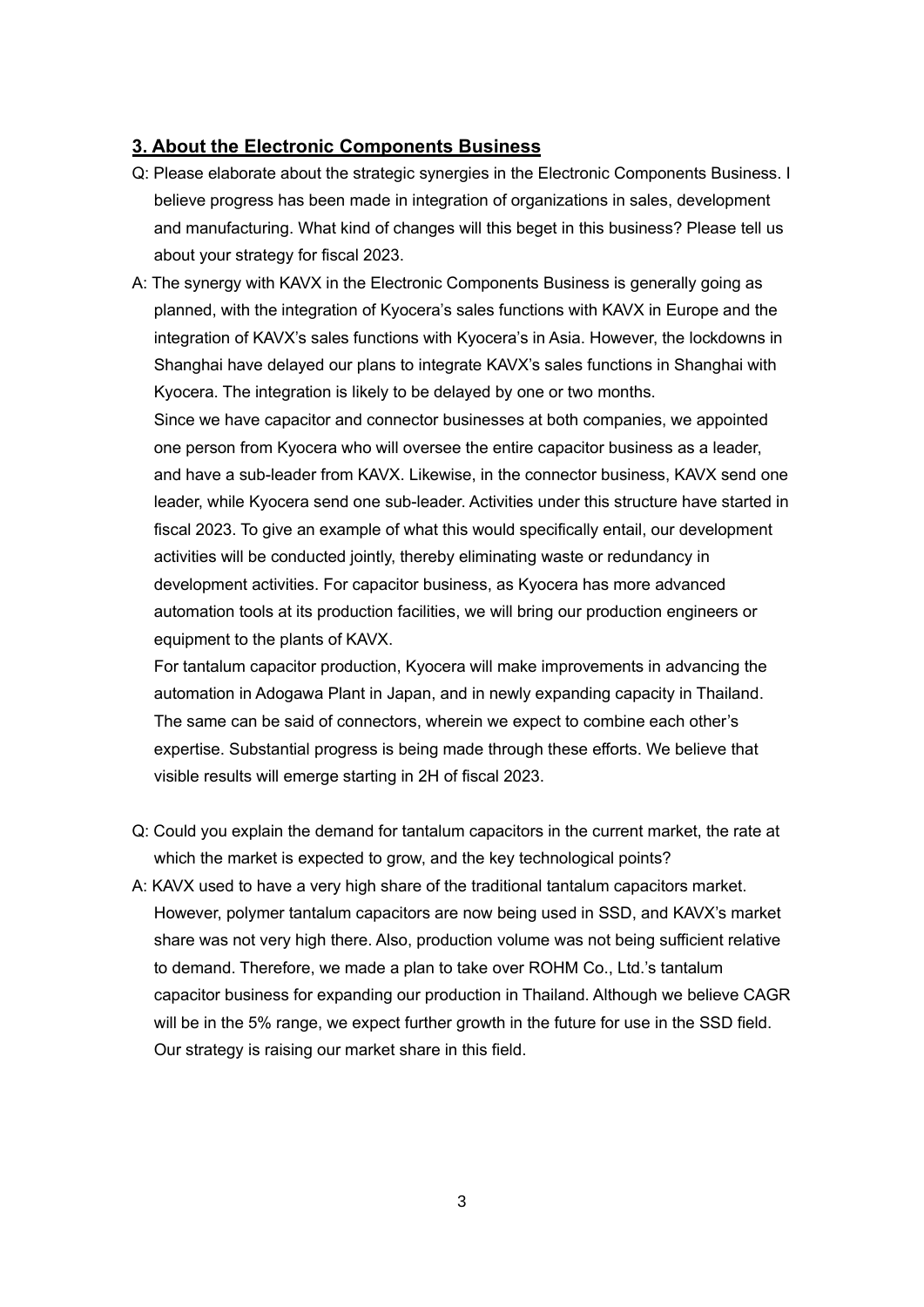## 3. About the Electronic Components Business

Q: Please elaborate about the strategic synergies in the Electronic Components Business. I believe progress has been made in integration of organizations in sales, development and manufacturing. What kind of changes will this beget in this business? Please tell us about your strategy for fiscal 2023.

A: The synergy with KAVX in the Electronic Components Business is generally going as planned, with the integration of Kyocera's sales functions with KAVX in Europe and the integration of KAVX's sales functions with Kyocera's in Asia. However, the lockdowns in Shanghai have delayed our plans to integrate KAVX's sales functions in Shanghai with Kyocera. The integration is likely to be delayed by one or two months.

Since we have capacitor and connector businesses at both companies, we appointed one person from Kyocera who will oversee the entire capacitor business as a leader, and have a sub-leader from KAVX. Likewise, in the connector business, KAVX send one leader, while Kyocera send one sub-leader. Activities under this structure have started in fiscal 2023. To give an example of what this would specifically entail, our development activities will be conducted jointly, thereby eliminating waste or redundancy in development activities. For capacitor business, as Kyocera has more advanced automation tools at its production facilities, we will bring our production engineers or equipment to the plants of KAVX.

For tantalum capacitor production, Kyocera will make improvements in advancing the automation in Adogawa Plant in Japan, and in newly expanding capacity in Thailand. The same can be said of connectors, wherein we expect to combine each other's expertise. Substantial progress is being made through these efforts. We believe that visible results will emerge starting in 2H of fiscal 2023.

Q: Could you explain the demand for tantalum capacitors in the current market, the rate at which the market is expected to grow, and the key technological points?

A: KAVX used to have a very high share of the traditional tantalum capacitors market. However, polymer tantalum capacitors are now being used in SSD, and KAVX's market share was not very high there. Also, production volume was not being sufficient relative to demand. Therefore, we made a plan to take over ROHM Co., Ltd.'s tantalum capacitor business for expanding our production in Thailand. Although we believe CAGR will be in the 5% range, we expect further growth in the future for use in the SSD field. Our strategy is raising our market share in this field.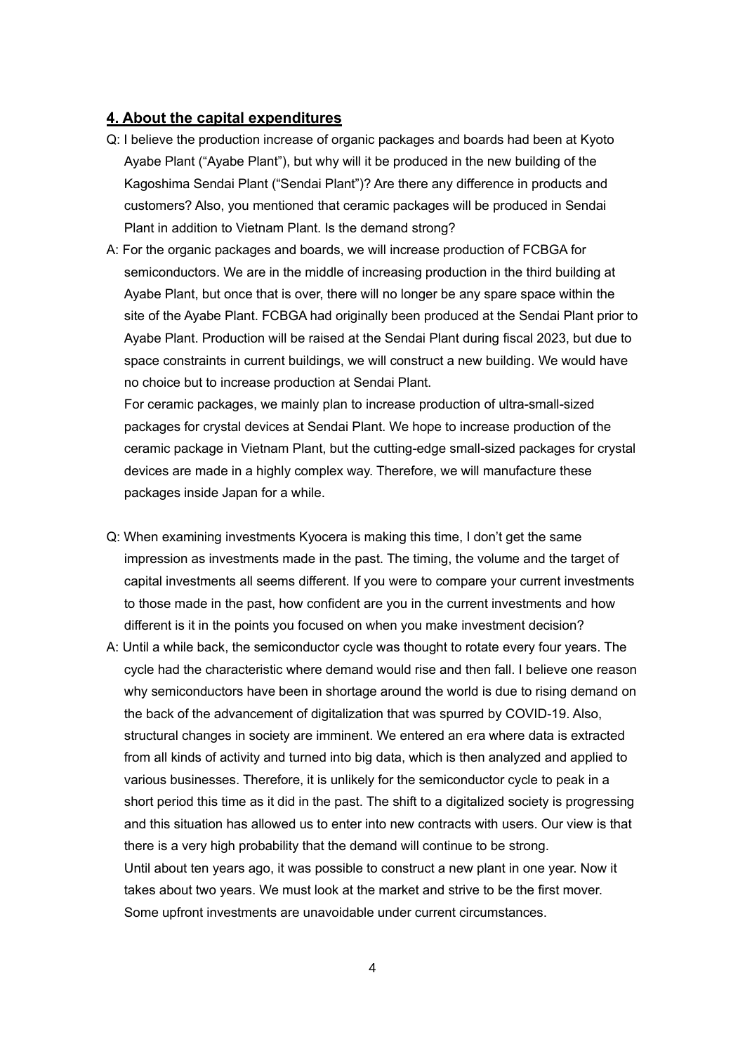## 4. About the capital expenditures

Q: I believe the production increase of organic packages and boards had been at Kyoto Ayabe Plant ("Ayabe Plant"), but why will it be produced in the new building of the Kagoshima Sendai Plant ("Sendai Plant")? Are there any difference in products and customers? Also, you mentioned that ceramic packages will be produced in Sendai Plant in addition to Vietnam Plant. Is the demand strong?

A: For the organic packages and boards, we will increase production of FCBGA for semiconductors. We are in the middle of increasing production in the third building at Ayabe Plant, but once that is over, there will no longer be any spare space within the site of the Ayabe Plant. FCBGA had originally been produced at the Sendai Plant prior to Ayabe Plant. Production will be raised at the Sendai Plant during fiscal 2023, but due to space constraints in current buildings, we will construct a new building. We would have no choice but to increase production at Sendai Plant.

For ceramic packages, we mainly plan to increase production of ultra-small-sized packages for crystal devices at Sendai Plant. We hope to increase production of the ceramic package in Vietnam Plant, but the cutting-edge small-sized packages for crystal devices are made in a highly complex way. Therefore, we will manufacture these packages inside Japan for a while.

Q: When examining investments Kyocera is making this time, I don't get the same impression as investments made in the past. The timing, the volume and the target of capital investments all seems different. If you were to compare your current investments to those made in the past, how confident are you in the current investments and how different is it in the points you focused on when you make investment decision?

A: Until a while back, the semiconductor cycle was thought to rotate every four years. The cycle had the characteristic where demand would rise and then fall. I believe one reason why semiconductors have been in shortage around the world is due to rising demand on the back of the advancement of digitalization that was spurred by COVID-19. Also, structural changes in society are imminent. We entered an era where data is extracted from all kinds of activity and turned into big data, which is then analyzed and applied to various businesses. Therefore, it is unlikely for the semiconductor cycle to peak in a short period this time as it did in the past. The shift to a digitalized society is progressing and this situation has allowed us to enter into new contracts with users. Our view is that there is a very high probability that the demand will continue to be strong.

Until about ten years ago, it was possible to construct a new plant in one year. Now it takes about two years. We must look at the market and strive to be the first mover. Some upfront investments are unavoidable under current circumstances.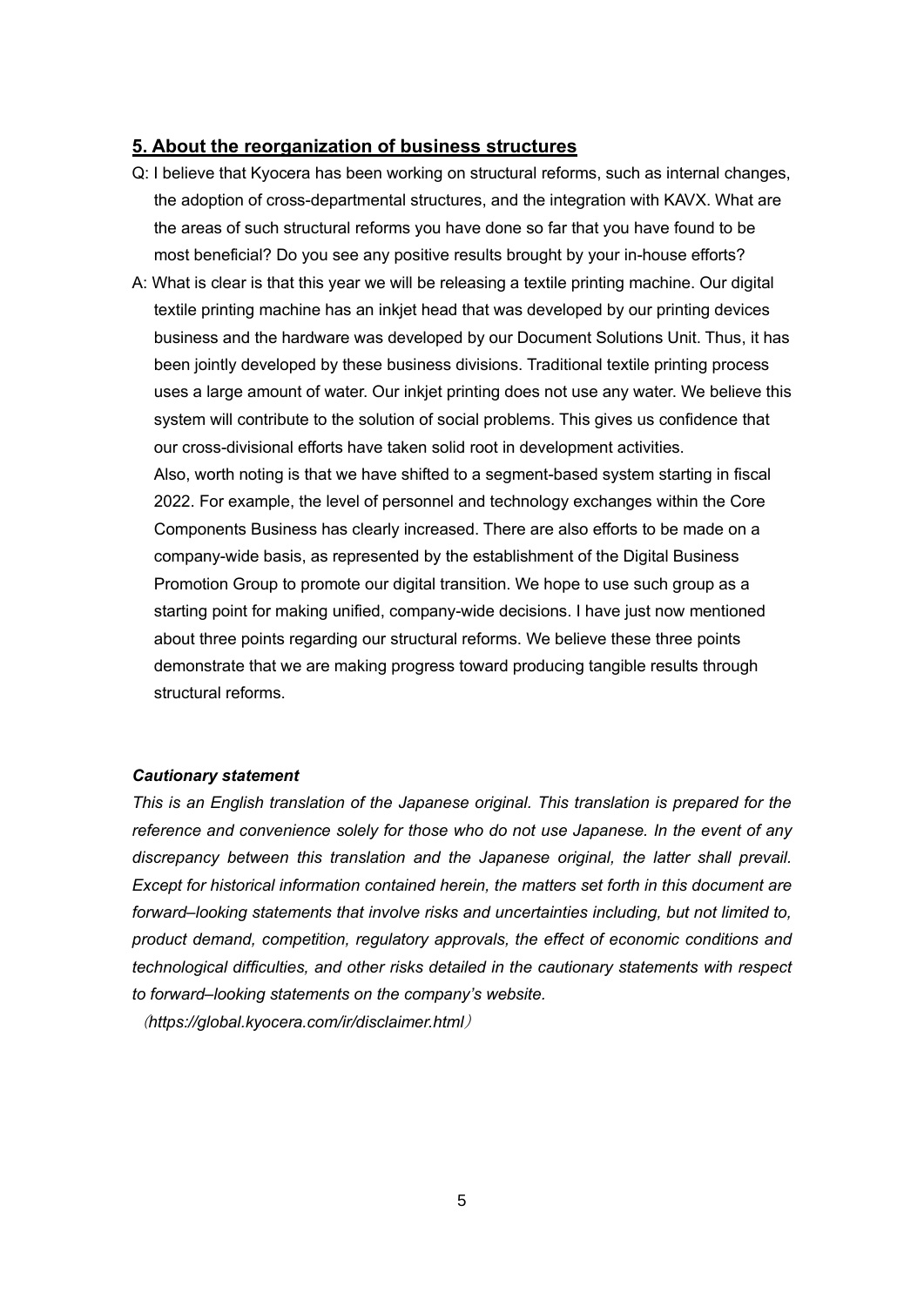## 5. About the reorganization of business structures

Q: I believe that Kyocera has been working on structural reforms, such as internal changes, the adoption of cross-departmental structures, and the integration with KAVX. What are the areas of such structural reforms you have done so far that you have found to be most beneficial? Do you see any positive results brought by your in-house efforts?

A: What is clear is that this year we will be releasing a textile printing machine. Our digital textile printing machine has an inkjet head that was developed by our printing devices business and the hardware was developed by our Document Solutions Unit. Thus, it has been jointly developed by these business divisions. Traditional textile printing process uses a large amount of water. Our inkjet printing does not use any water. We believe this system will contribute to the solution of social problems. This gives us confidence that our cross-divisional efforts have taken solid root in development activities.

Also, worth noting is that we have shifted to a segment-based system starting in fiscal 2022. For example, the level of personnel and technology exchanges within the Core Components Business has clearly increased. There are also efforts to be made on a company-wide basis, as represented by the establishment of the Digital Business Promotion Group to promote our digital transition. We hope to use such group as a starting point for making unified, company-wide decisions. I have just now mentioned about three points regarding our structural reforms. We believe these three points demonstrate that we are making progress toward producing tangible results through structural reforms.

***Cautionary statement***

*This is an English translation of the Japanese original. This translation is prepared for the reference and convenience solely for those who do not use Japanese. In the event of any discrepancy between this translation and the Japanese original, the latter shall prevail. Except for historical information contained herein, the matters set forth in this document are forward–looking statements that involve risks and uncertainties including, but not limited to, product demand, competition, regulatory approvals, the effect of economic conditions and technological difficulties, and other risks detailed in the cautionary statements with respect to forward–looking statements on the company's website.*

*（https://global.kyocera.com/ir/disclaimer.html）*